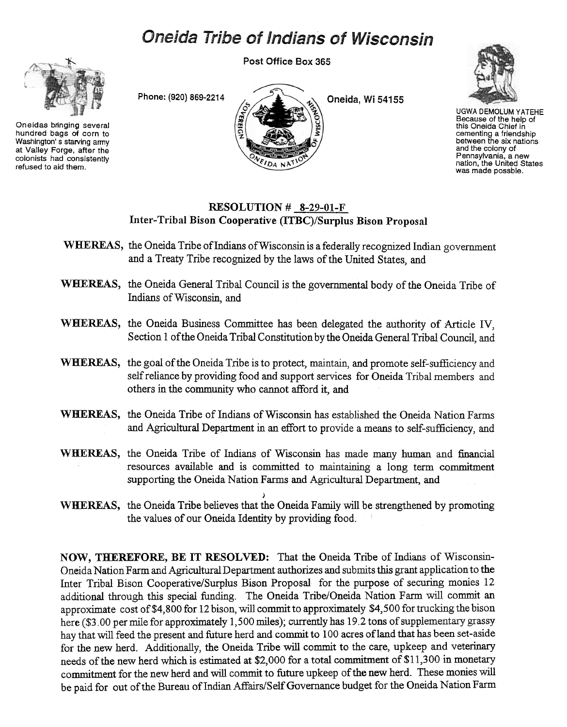# Oneida Tribe of Indians of Wisconsin

Oneidas bringing several hundred bags of corn to Washington's starving army at Valley Forge, after the colonists had consistently refused to aid them.

Post Office Box 365

Phone: (920) 869-2214

Oneida, Wi 54155

UGWA DEMOLUM YATEHE
Because of the help of this Oneida Chief in cementing a friendship between the six nations and the colony of Pennsylvania, a new nation, the United States was made possble.

## RESOLUTION # 8-29-01-F
## Inter-Tribal Bison Cooperative (ITBC)/Surplus Bison Proposal

**WHEREAS,** the Oneida Tribe of Indians of Wisconsin is a federally recognized Indian government and a Treaty Tribe recognized by the laws of the United States, and

**WHEREAS,** the Oneida General Tribal Council is the governmental body of the Oneida Tribe of Indians of Wisconsin, and

**WHEREAS,** the Oneida Business Committee has been delegated the authority of Article IV, Section 1 of the Oneida Tribal Constitution by the Oneida General Tribal Council, and

**WHEREAS,** the goal of the Oneida Tribe is to protect, maintain, and promote self-sufficiency and self reliance by providing food and support services for Oneida Tribal members and others in the community who cannot afford it, and

**WHEREAS,** the Oneida Tribe of Indians of Wisconsin has established the Oneida Nation Farms and Agricultural Department in an effort to provide a means to self-sufficiency, and

**WHEREAS,** the Oneida Tribe of Indians of Wisconsin has made many human and financial resources available and is committed to maintaining a long term commitment supporting the Oneida Nation Farms and Agricultural Department, and

**WHEREAS,** the Oneida Tribe believes that the Oneida Family will be strengthened by promoting the values of our Oneida Identity by providing food.

**NOW, THEREFORE, BE IT RESOLVED:** That the Oneida Tribe of Indians of Wisconsin-Oneida Nation Farm and Agricultural Department authorizes and submits this grant application to the Inter Tribal Bison Cooperative/Surplus Bison Proposal for the purpose of securing monies 12 additional through this special funding. The Oneida Tribe/Oneida Nation Farm will commit an approximate cost of $4,800 for 12 bison, will commit to approximately $4,500 for trucking the bison here ($3.00 per mile for approximately 1,500 miles); currently has 19.2 tons of supplementary grassy hay that will feed the present and future herd and commit to 100 acres of land that has been set-aside for the new herd. Additionally, the Oneida Tribe will commit to the care, upkeep and veterinary needs of the new herd which is estimated at $2,000 for a total commitment of $11,300 in monetary commitment for the new herd and will commit to future upkeep of the new herd. These monies will be paid for out of the Bureau of Indian Affairs/Self Governance budget for the Oneida Nation Farm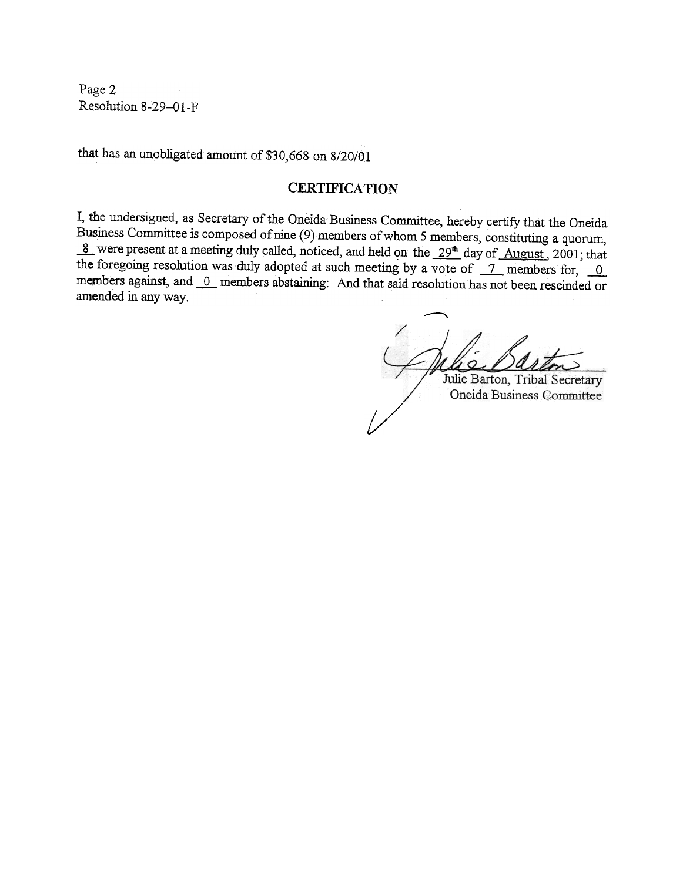Page 2
Resolution 8-29-01-F

that has an unobligated amount of $30,668 on 8/20/01

## CERTIFICATION

I, the undersigned, as Secretary of the Oneida Business Committee, hereby certify that the Oneida Business Committee is composed of nine (9) members of whom 5 members, constituting a quorum, 8 were present at a meeting duly called, noticed, and held on the 29th day of August, 2001; that the foregoing resolution was duly adopted at such meeting by a vote of 7 members for, 0 members against, and 0 members abstaining: And that said resolution has not been rescinded or amended in any way.

Julie Barton, Tribal Secretary
Oneida Business Committee